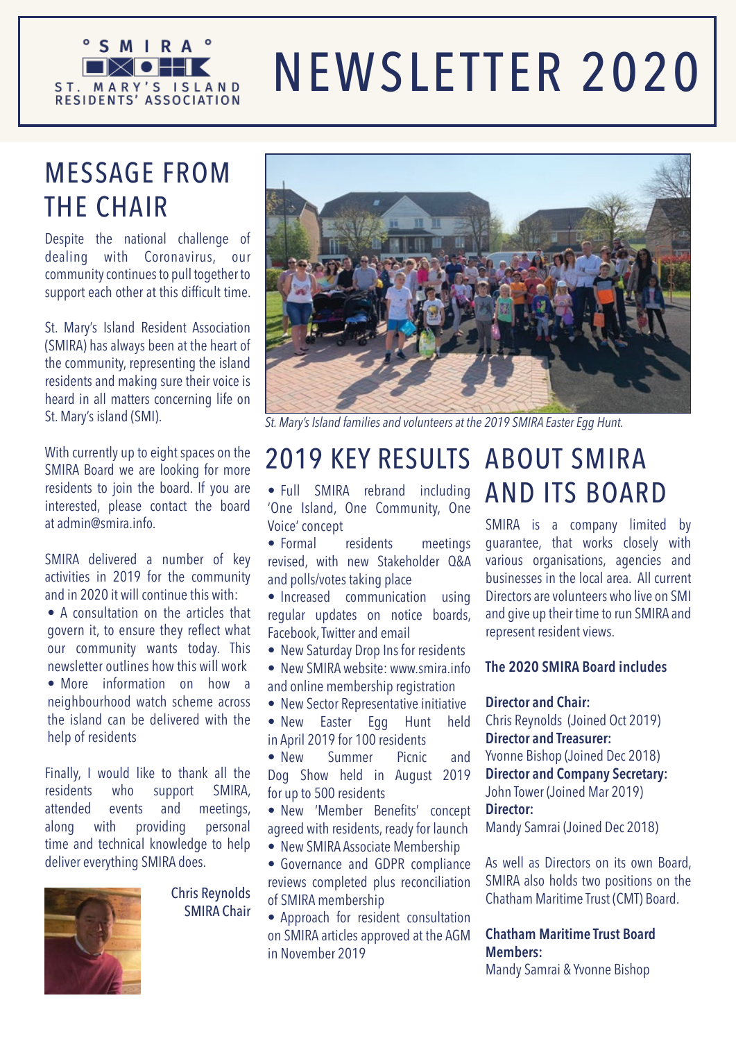SMIRA
ST. MARY'S ISLAND RESIDENTS' ASSOCIATION

# NEWSLETTER 2020

## MESSAGE FROM THE CHAIR

Despite the national challenge of dealing with Coronavirus, our community continues to pull together to support each other at this difficult time.

St. Mary's Island Resident Association (SMIRA) has always been at the heart of the community, representing the island residents and making sure their voice is heard in all matters concerning life on St. Mary's island (SMI).

With currently up to eight spaces on the SMIRA Board we are looking for more residents to join the board. If you are interested, please contact the board at admin@smira.info.

SMIRA delivered a number of key activities in 2019 for the community and in 2020 it will continue this with:

- A consultation on the articles that govern it, to ensure they reflect what our community wants today. This newsletter outlines how this will work
- More information on how a neighbourhood watch scheme across the island can be delivered with the help of residents

Finally, I would like to thank all the residents who support SMIRA, attended events and meetings, along with providing personal time and technical knowledge to help deliver everything SMIRA does.

Chris Reynolds
SMIRA Chair

*St. Mary's Island families and volunteers at the 2019 SMIRA Easter Egg Hunt.*

## 2019 KEY RESULTS

- Full SMIRA rebrand including 'One Island, One Community, One Voice' concept
- Formal residents meetings revised, with new Stakeholder Q&A and polls/votes taking place
- Increased communication using regular updates on notice boards, Facebook, Twitter and email
- New Saturday Drop Ins for residents
- New SMIRA website: www.smira.info and online membership registration
- New Sector Representative initiative
- New Easter Egg Hunt held in April 2019 for 100 residents
- New Summer Picnic and Dog Show held in August 2019 for up to 500 residents
- New 'Member Benefits' concept agreed with residents, ready for launch
- New SMIRA Associate Membership
- Governance and GDPR compliance reviews completed plus reconciliation of SMIRA membership
- Approach for resident consultation on SMIRA articles approved at the AGM in November 2019

## ABOUT SMIRA AND ITS BOARD

SMIRA is a company limited by guarantee, that works closely with various organisations, agencies and businesses in the local area. All current Directors are volunteers who live on SMI and give up their time to run SMIRA and represent resident views.

**The 2020 SMIRA Board includes**

**Director and Chair:**
Chris Reynolds (Joined Oct 2019)
**Director and Treasurer:**
Yvonne Bishop (Joined Dec 2018)
**Director and Company Secretary:**
John Tower (Joined Mar 2019)
**Director:**
Mandy Samrai (Joined Dec 2018)

As well as Directors on its own Board, SMIRA also holds two positions on the Chatham Maritime Trust (CMT) Board.

**Chatham Maritime Trust Board Members:**
Mandy Samrai & Yvonne Bishop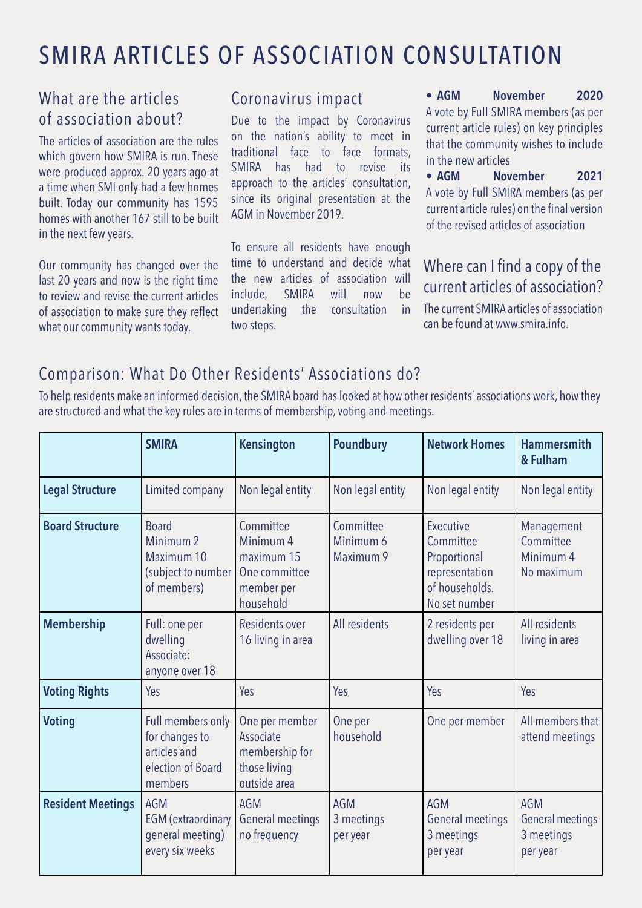# SMIRA ARTICLES OF ASSOCIATION CONSULTATION

## What are the articles of association about?

The articles of association are the rules which govern how SMIRA is run. These were produced approx. 20 years ago at a time when SMI only had a few homes built. Today our community has 1595 homes with another 167 still to be built in the next few years.

Our community has changed over the last 20 years and now is the right time to review and revise the current articles of association to make sure they reflect what our community wants today.

## Coronavirus impact

Due to the impact by Coronavirus on the nation's ability to meet in traditional face to face formats, SMIRA has had to revise its approach to the articles' consultation, since its original presentation at the AGM in November 2019.

To ensure all residents have enough time to understand and decide what the new articles of association will include, SMIRA will now be undertaking the consultation in two steps.

- **AGM November 2020**
  A vote by Full SMIRA members (as per current article rules) on key principles that the community wishes to include in the new articles
- **AGM November 2021**
  A vote by Full SMIRA members (as per current article rules) on the final version of the revised articles of association

## Where can I find a copy of the current articles of association?

The current SMIRA articles of association can be found at www.smira.info.

## Comparison: What Do Other Residents' Associations do?

To help residents make an informed decision, the SMIRA board has looked at how other residents' associations work, how they are structured and what the key rules are in terms of membership, voting and meetings.

| | **SMIRA** | **Kensington** | **Poundbury** | **Network Homes** | **Hammersmith & Fulham** |
|---|---|---|---|---|---|
| **Legal Structure** | Limited company | Non legal entity | Non legal entity | Non legal entity | Non legal entity |
| **Board Structure** | Board<br>Minimum 2<br>Maximum 10<br>(subject to number of members) | Committee<br>Minimum 4<br>maximum 15<br>One committee member per household | Committee<br>Minimum 6<br>Maximum 9 | Executive Committee<br>Proportional representation of households.<br>No set number | Management Committee<br>Minimum 4<br>No maximum |
| **Membership** | Full: one per dwelling<br>Associate: anyone over 18 | Residents over 16 living in area | All residents | 2 residents per dwelling over 18 | All residents living in area |
| **Voting Rights** | Yes | Yes | Yes | Yes | Yes |
| **Voting** | Full members only for changes to articles and election of Board members | One per member<br>Associate membership for those living outside area | One per household | One per member | All members that attend meetings |
| **Resident Meetings** | AGM<br>EGM (extraordinary general meeting) every six weeks | AGM<br>General meetings no frequency | AGM<br>3 meetings per year | AGM<br>General meetings<br>3 meetings per year | AGM<br>General meetings<br>3 meetings per year |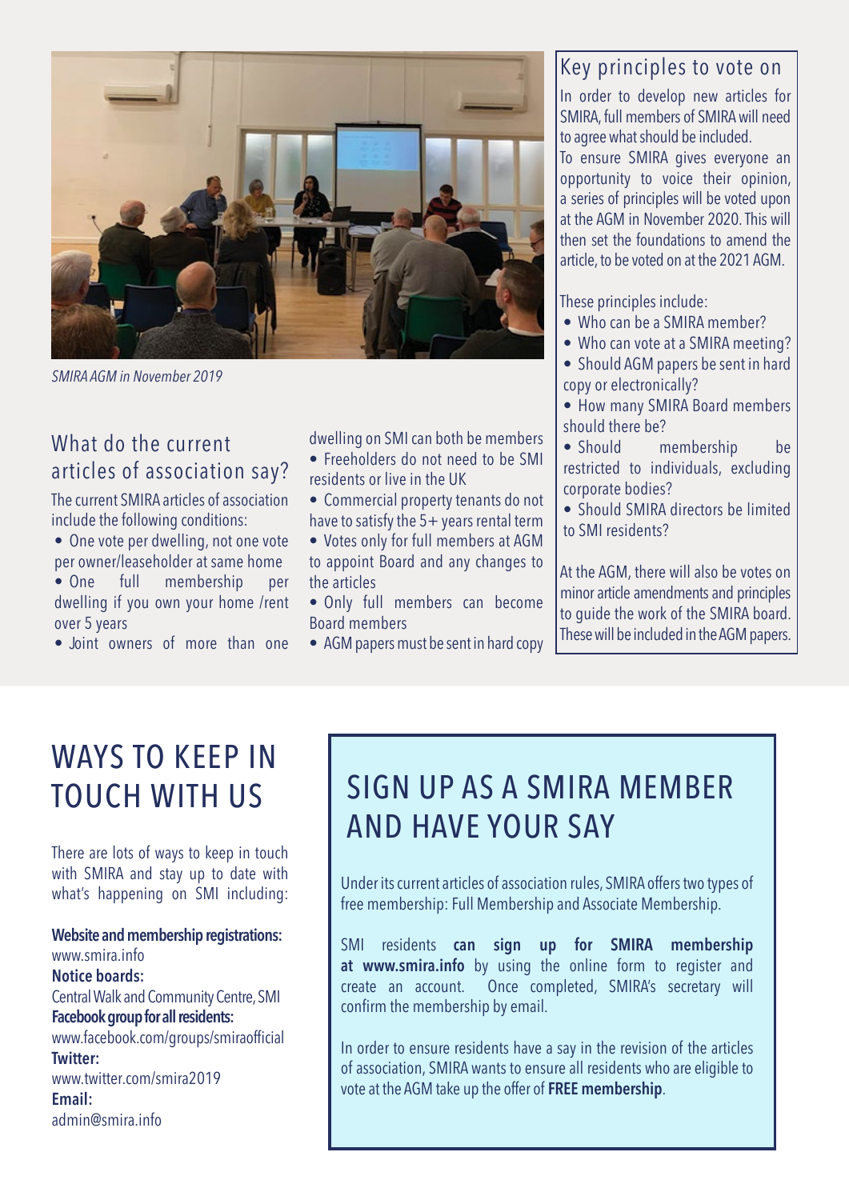*SMIRA AGM in November 2019*

## What do the current articles of association say?

The current SMIRA articles of association include the following conditions:

- One vote per dwelling, not one vote per owner/leaseholder at same home
- One full membership per dwelling if you own your home /rent over 5 years
- Joint owners of more than one dwelling on SMI can both be members
- Freeholders do not need to be SMI residents or live in the UK
- Commercial property tenants do not have to satisfy the 5+ years rental term
- Votes only for full members at AGM to appoint Board and any changes to the articles
- Only full members can become Board members
- AGM papers must be sent in hard copy

## Key principles to vote on

In order to develop new articles for SMIRA, full members of SMIRA will need to agree what should be included.

To ensure SMIRA gives everyone an opportunity to voice their opinion, a series of principles will be voted upon at the AGM in November 2020. This will then set the foundations to amend the article, to be voted on at the 2021 AGM.

These principles include:

- Who can be a SMIRA member?
- Who can vote at a SMIRA meeting?
- Should AGM papers be sent in hard copy or electronically?
- How many SMIRA Board members should there be?
- Should membership be restricted to individuals, excluding corporate bodies?
- Should SMIRA directors be limited to SMI residents?

At the AGM, there will also be votes on minor article amendments and principles to guide the work of the SMIRA board. These will be included in the AGM papers.

# WAYS TO KEEP IN TOUCH WITH US

There are lots of ways to keep in touch with SMIRA and stay up to date with what's happening on SMI including:

**Website and membership registrations:**
www.smira.info

**Notice boards:**
Central Walk and Community Centre, SMI

**Facebook group for all residents:**
www.facebook.com/groups/smiraofficial

**Twitter:**
www.twitter.com/smira2019

**Email:**
admin@smira.info

# SIGN UP AS A SMIRA MEMBER AND HAVE YOUR SAY

Under its current articles of association rules, SMIRA offers two types of free membership: Full Membership and Associate Membership.

SMI residents **can sign up for SMIRA membership at www.smira.info** by using the online form to register and create an account. Once completed, SMIRA's secretary will confirm the membership by email.

In order to ensure residents have a say in the revision of the articles of association, SMIRA wants to ensure all residents who are eligible to vote at the AGM take up the offer of **FREE membership**.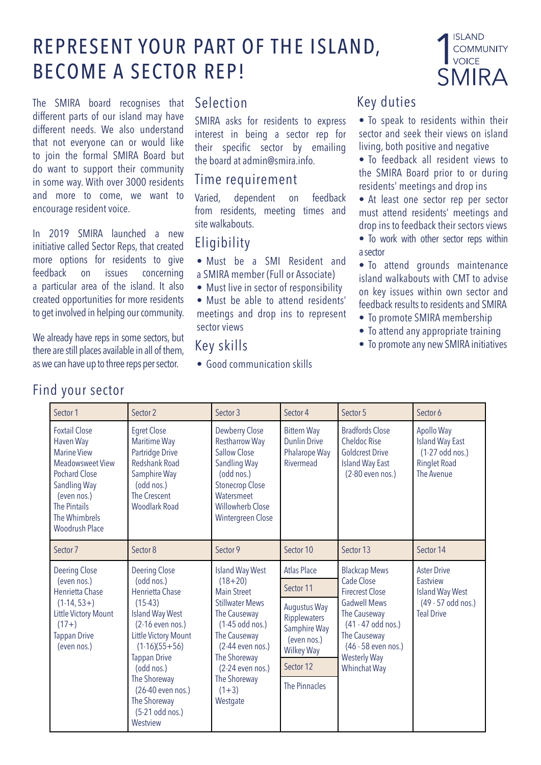# REPRESENT YOUR PART OF THE ISLAND, BECOME A SECTOR REP!

ISLAND COMMUNITY VOICE SMIRA

The SMIRA board recognises that different parts of our island may have different needs. We also understand that not everyone can or would like to join the formal SMIRA Board but do want to support their community in some way. With over 3000 residents and more to come, we want to encourage resident voice.

In 2019 SMIRA launched a new initiative called Sector Reps, that created more options for residents to give feedback on issues concerning a particular area of the island. It also created opportunities for more residents to get involved in helping our community.

We already have reps in some sectors, but there are still places available in all of them, as we can have up to three reps per sector.

## Selection

SMIRA asks for residents to express interest in being a sector rep for their specific sector by emailing the board at admin@smira.info.

## Time requirement

Varied, dependent on feedback from residents, meeting times and site walkabouts.

## Eligibility

- Must be a SMI Resident and a SMIRA member (Full or Associate)
- Must live in sector of responsibility
- Must be able to attend residents' meetings and drop ins to represent sector views

## Key skills

- Good communication skills

## Key duties

- To speak to residents within their sector and seek their views on island living, both positive and negative
- To feedback all resident views to the SMIRA Board prior to or during residents' meetings and drop ins
- At least one sector rep per sector must attend residents' meetings and drop ins to feedback their sectors views
- To work with other sector reps within a sector
- To attend grounds maintenance island walkabouts with CMT to advise on key issues within own sector and feedback results to residents and SMIRA
- To promote SMIRA membership
- To attend any appropriate training
- To promote any new SMIRA initiatives

## Find your sector

| Sector 1 | Sector 2 | Sector 3 | Sector 4 | Sector 5 | Sector 6 |
|---|---|---|---|---|---|
| Foxtail Close<br>Haven Way<br>Marine View<br>Meadowsweet View<br>Pochard Close<br>Sandling Way (even nos.)<br>The Pintails<br>The Whimbrels<br>Woodrush Place | Egret Close<br>Maritime Way<br>Partridge Drive<br>Redshank Road<br>Samphire Way (odd nos.)<br>The Crescent<br>Woodlark Road | Dewberry Close<br>Restharrow Way<br>Sallow Close<br>Sandling Way (odd nos.)<br>Stonecrop Close<br>Watersmeet<br>Willowherb Close<br>Wintergreen Close | Bittern Way<br>Dunlin Drive<br>Phalarope Way<br>Rivermead | Bradfords Close<br>Cheldoc Rise<br>Goldcrest Drive<br>Island Way East (2-80 even nos.) | Apollo Way<br>Island Way East (1-27 odd nos.)<br>Ringlet Road<br>The Avenue |
| **Sector 7** | **Sector 8** | **Sector 9** | **Sector 10** | **Sector 13** | **Sector 14** |
| Deering Close (even nos.)<br>Henrietta Chase (1-14, 53+)<br>Little Victory Mount (17+)<br>Tappan Drive (even nos.) | Deering Close (odd nos.)<br>Henrietta Chase (15-43)<br>Island Way West (2-16 even nos.)<br>Little Victory Mount (1-16)(55+56)<br>Tappan Drive (odd nos.)<br>The Shoreway (26-40 even nos.)<br>The Shoreway (5-21 odd nos.)<br>Westview | Island Way West (18+20)<br>Main Street<br>Stillwater Mews<br>The Causeway (1-45 odd nos.)<br>The Causeway (2-44 even nos.)<br>The Shoreway (2-24 even nos.)<br>The Shoreway (1+3)<br>Westgate | Atlas Place<br>**Sector 11**<br>Augustus Way<br>Ripplewaters<br>Samphire Way (even nos.)<br>Wilkey Way<br>**Sector 12**<br>The Pinnacles | Blackcap Mews<br>Cade Close<br>Firecrest Close<br>Gadwell Mews<br>The Causeway (41 - 47 odd nos.)<br>The Causeway (46 - 58 even nos.)<br>Westerly Way<br>Whinchat Way | Aster Drive<br>Eastview<br>Island Way West (49 - 57 odd nos.)<br>Teal Drive |